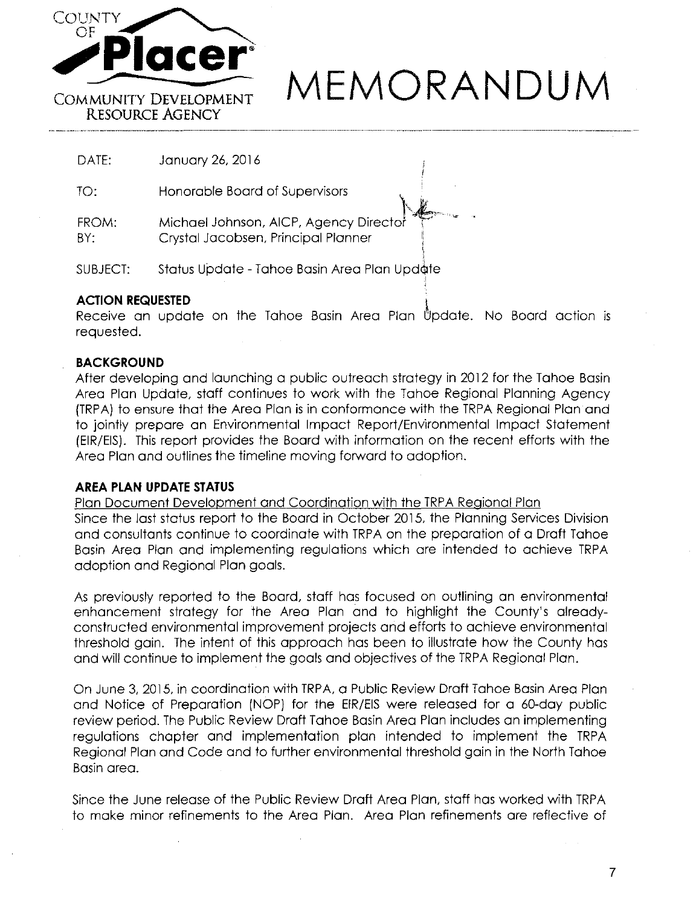COUNTY OF **Placer**

COMMUNITY DEVELOPMENT RESOURCE AGENCY

# MEMORANDUM

DATE: January 26, 2016

TO: Honorable Board of Supervisors

FROM: Michael Johnson, AICP, Agency Director

BY: Crystal Jacobsen, Principal Planner

SUBJECT: Status Update - Tahoe Basin Area Plan Update

**ACTION REQUESTED**

Receive an update on the Tahoe Basin Area Plan Update. No Board action is requested.

**BACKGROUND**

After developing and launching a public outreach strategy in 2012 for the Tahoe Basin Area Plan Update, staff continues to work with the Tahoe Regional Planning Agency (TRPA) to ensure that the Area Plan is in conformance with the TRPA Regional Plan and to jointly prepare an Environmental Impact Report/Environmental Impact Statement (EIR/EIS). This report provides the Board with information on the recent efforts with the Area Plan and outlines the timeline moving forward to adoption.

**AREA PLAN UPDATE STATUS**

Plan Document Development and Coordination with the TRPA Regional Plan

Since the last status report to the Board in October 2015, the Planning Services Division and consultants continue to coordinate with TRPA on the preparation of a Draft Tahoe Basin Area Plan and implementing regulations which are intended to achieve TRPA adoption and Regional Plan goals.

As previously reported to the Board, staff has focused on outlining an environmental enhancement strategy for the Area Plan and to highlight the County's already-constructed environmental improvement projects and efforts to achieve environmental threshold gain. The intent of this approach has been to illustrate how the County has and will continue to implement the goals and objectives of the TRPA Regional Plan.

On June 3, 2015, in coordination with TRPA, a Public Review Draft Tahoe Basin Area Plan and Notice of Preparation (NOP) for the EIR/EIS were released for a 60-day public review period. The Public Review Draft Tahoe Basin Area Plan includes an implementing regulations chapter and implementation plan intended to implement the TRPA Regional Plan and Code and to further environmental threshold gain in the North Tahoe Basin area.

Since the June release of the Public Review Draft Area Plan, staff has worked with TRPA to make minor refinements to the Area Plan. Area Plan refinements are reflective of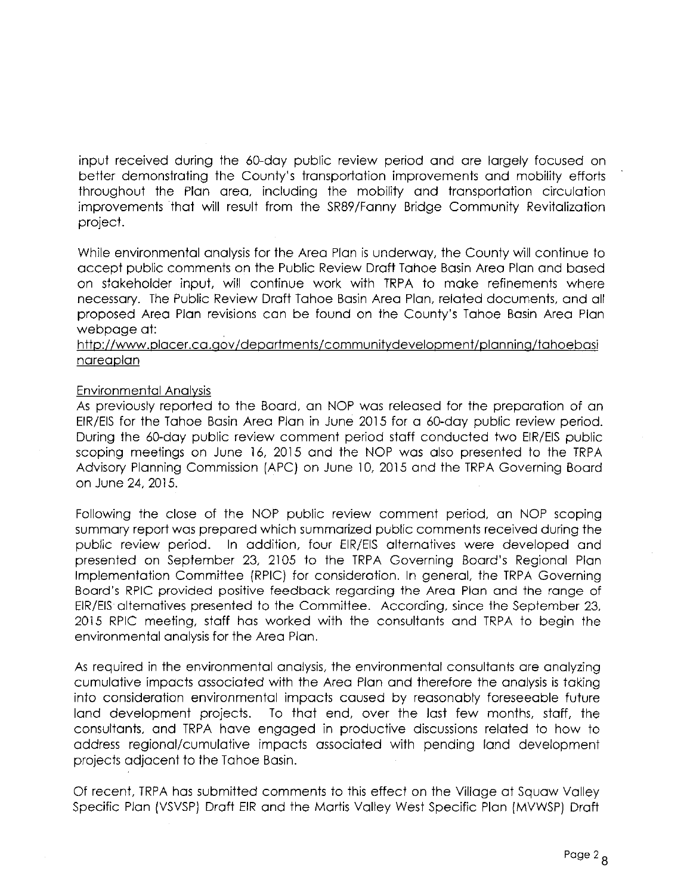input received during the 60-day public review period and are largely focused on better demonstrating the County's transportation improvements and mobility efforts throughout the Plan area, including the mobility and transportation circulation improvements that will result from the SR89/Fanny Bridge Community Revitalization project.

While environmental analysis for the Area Plan is underway, the County will continue to accept public comments on the Public Review Draft Tahoe Basin Area Plan and based on stakeholder input, will continue work with TRPA to make refinements where necessary. The Public Review Draft Tahoe Basin Area Plan, related documents, and all proposed Area Plan revisions can be found on the County's Tahoe Basin Area Plan webpage at:
http://www.placer.ca.gov/departments/communitydevelopment/planning/tahoebasinareaplan

Environmental Analysis

As previously reported to the Board, an NOP was released for the preparation of an EIR/EIS for the Tahoe Basin Area Plan in June 2015 for a 60-day public review period. During the 60-day public review comment period staff conducted two EIR/EIS public scoping meetings on June 16, 2015 and the NOP was also presented to the TRPA Advisory Planning Commission (APC) on June 10, 2015 and the TRPA Governing Board on June 24, 2015.

Following the close of the NOP public review comment period, an NOP scoping summary report was prepared which summarized public comments received during the public review period. In addition, four EIR/EIS alternatives were developed and presented on September 23, 2105 to the TRPA Governing Board's Regional Plan Implementation Committee (RPIC) for consideration. In general, the TRPA Governing Board's RPIC provided positive feedback regarding the Area Plan and the range of EIR/EIS alternatives presented to the Committee. According, since the September 23, 2015 RPIC meeting, staff has worked with the consultants and TRPA to begin the environmental analysis for the Area Plan.

As required in the environmental analysis, the environmental consultants are analyzing cumulative impacts associated with the Area Plan and therefore the analysis is taking into consideration environmental impacts caused by reasonably foreseeable future land development projects. To that end, over the last few months, staff, the consultants, and TRPA have engaged in productive discussions related to how to address regional/cumulative impacts associated with pending land development projects adjacent to the Tahoe Basin.

Of recent, TRPA has submitted comments to this effect on the Village at Squaw Valley Specific Plan (VSVSP) Draft EIR and the Martis Valley West Specific Plan (MVWSP) Draft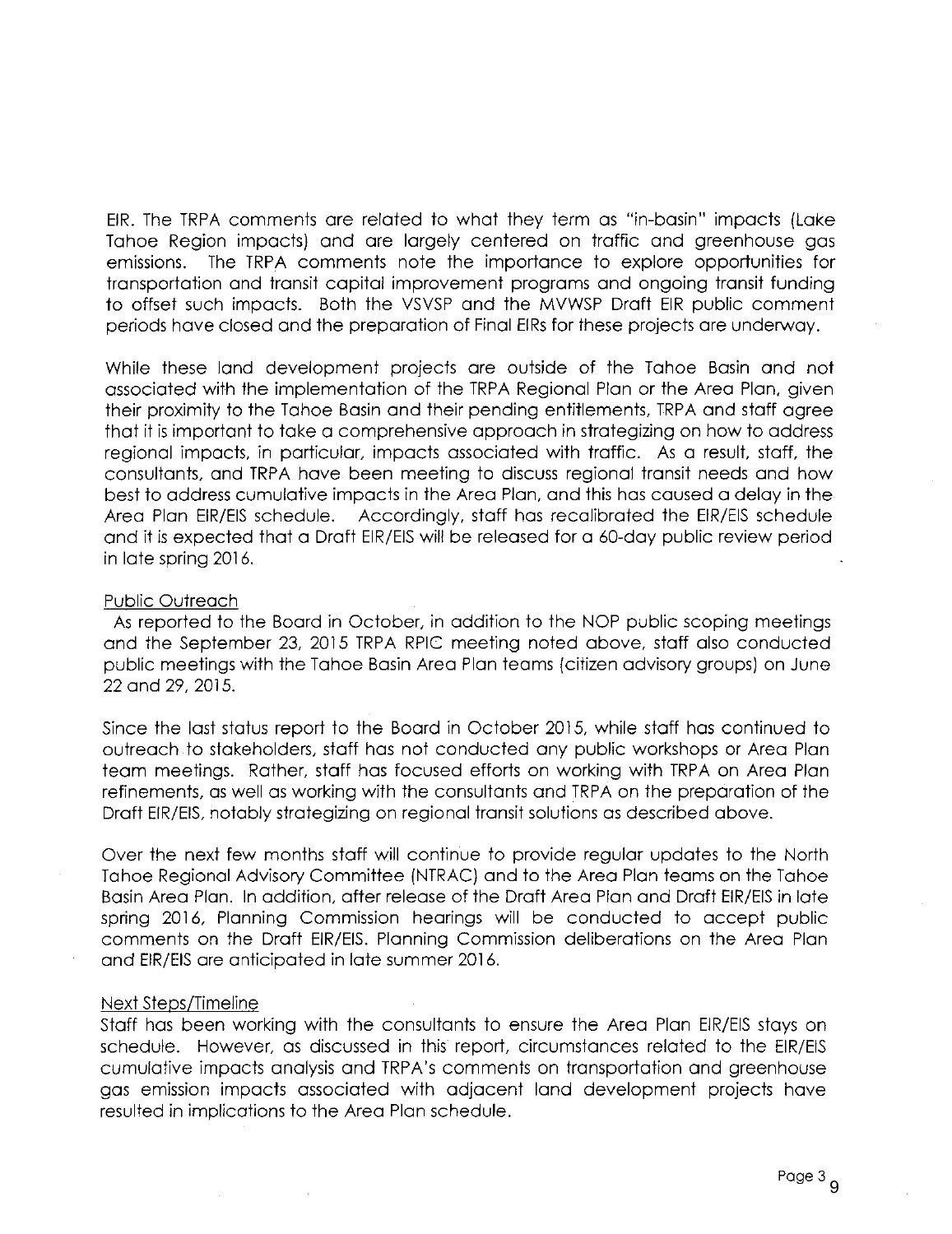EIR. The TRPA comments are related to what they term as "in-basin" impacts (Lake Tahoe Region impacts) and are largely centered on traffic and greenhouse gas emissions. The TRPA comments note the importance to explore opportunities for transportation and transit capital improvement programs and ongoing transit funding to offset such impacts. Both the VSVSP and the MVWSP Draft EIR public comment periods have closed and the preparation of Final EIRs for these projects are underway.

While these land development projects are outside of the Tahoe Basin and not associated with the implementation of the TRPA Regional Plan or the Area Plan, given their proximity to the Tahoe Basin and their pending entitlements, TRPA and staff agree that it is important to take a comprehensive approach in strategizing on how to address regional impacts, in particular, impacts associated with traffic. As a result, staff, the consultants, and TRPA have been meeting to discuss regional transit needs and how best to address cumulative impacts in the Area Plan, and this has caused a delay in the Area Plan EIR/EIS schedule. Accordingly, staff has recalibrated the EIR/EIS schedule and it is expected that a Draft EIR/EIS will be released for a 60-day public review period in late spring 2016.

Public Outreach

As reported to the Board in October, in addition to the NOP public scoping meetings and the September 23, 2015 TRPA RPIC meeting noted above, staff also conducted public meetings with the Tahoe Basin Area Plan teams (citizen advisory groups) on June 22 and 29, 2015.

Since the last status report to the Board in October 2015, while staff has continued to outreach to stakeholders, staff has not conducted any public workshops or Area Plan team meetings. Rather, staff has focused efforts on working with TRPA on Area Plan refinements, as well as working with the consultants and TRPA on the preparation of the Draft EIR/EIS, notably strategizing on regional transit solutions as described above.

Over the next few months staff will continue to provide regular updates to the North Tahoe Regional Advisory Committee (NTRAC) and to the Area Plan teams on the Tahoe Basin Area Plan. In addition, after release of the Draft Area Plan and Draft EIR/EIS in late spring 2016, Planning Commission hearings will be conducted to accept public comments on the Draft EIR/EIS. Planning Commission deliberations on the Area Plan and EIR/EIS are anticipated in late summer 2016.

Next Steps/Timeline

Staff has been working with the consultants to ensure the Area Plan EIR/EIS stays on schedule. However, as discussed in this report, circumstances related to the EIR/EIS cumulative impacts analysis and TRPA's comments on transportation and greenhouse gas emission impacts associated with adjacent land development projects have resulted in implications to the Area Plan schedule.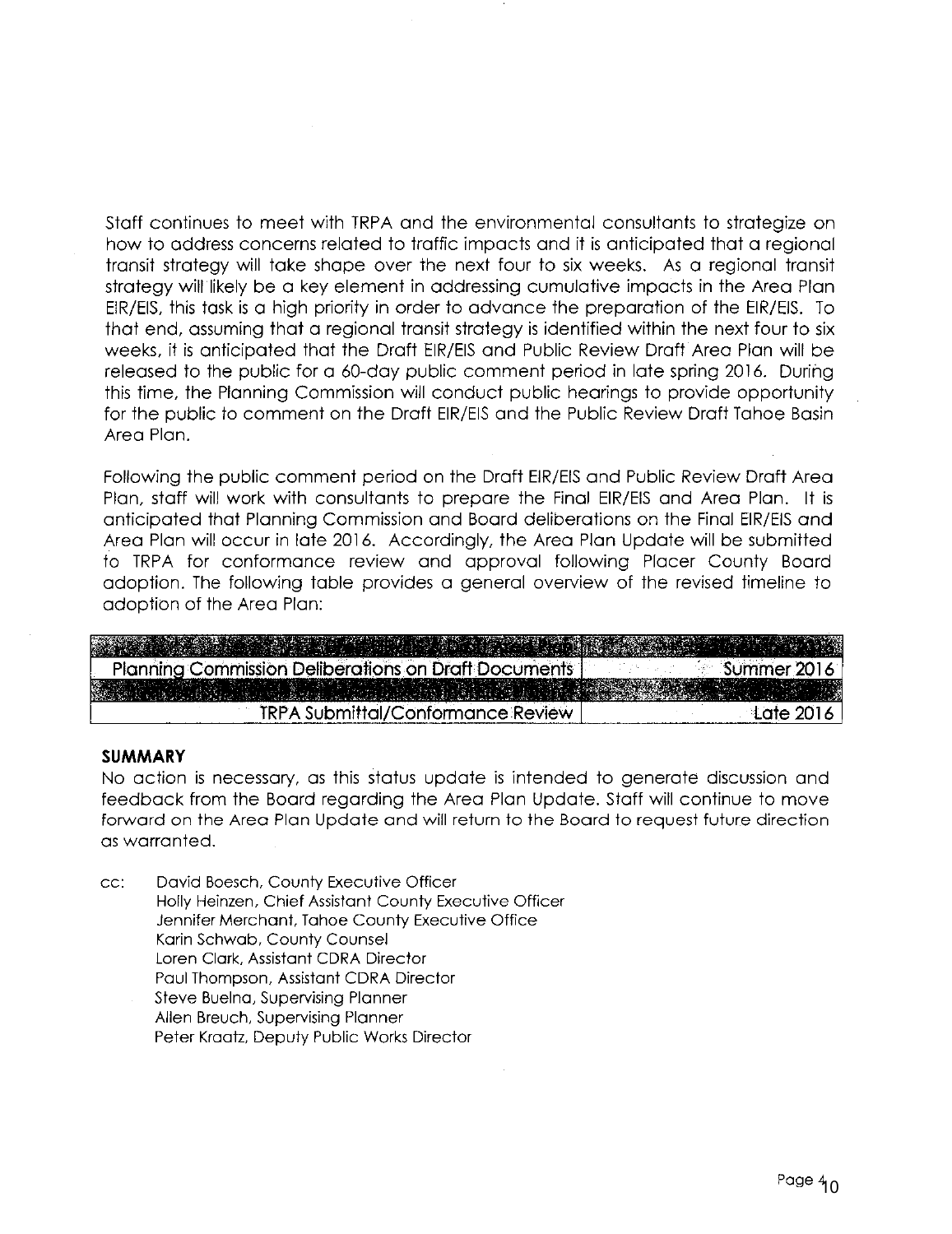Staff continues to meet with TRPA and the environmental consultants to strategize on how to address concerns related to traffic impacts and it is anticipated that a regional transit strategy will take shape over the next four to six weeks. As a regional transit strategy will likely be a key element in addressing cumulative impacts in the Area Plan EIR/EIS, this task is a high priority in order to advance the preparation of the EIR/EIS. To that end, assuming that a regional transit strategy is identified within the next four to six weeks, it is anticipated that the Draft EIR/EIS and Public Review Draft Area Plan will be released to the public for a 60-day public comment period in late spring 2016. During this time, the Planning Commission will conduct public hearings to provide opportunity for the public to comment on the Draft EIR/EIS and the Public Review Draft Tahoe Basin Area Plan.

Following the public comment period on the Draft EIR/EIS and Public Review Draft Area Plan, staff will work with consultants to prepare the Final EIR/EIS and Area Plan. It is anticipated that Planning Commission and Board deliberations on the Final EIR/EIS and Area Plan will occur in late 2016. Accordingly, the Area Plan Update will be submitted to TRPA for conformance review and approval following Placer County Board adoption. The following table provides a general overview of the revised timeline to adoption of the Area Plan:

| | |
|---|---|
| | |
| Planning Commission Deliberations on Draft Documents | Summer 2016 |
| | |
| TRPA Submittal/Conformance Review | Late 2016 |

**SUMMARY**

No action is necessary, as this status update is intended to generate discussion and feedback from the Board regarding the Area Plan Update. Staff will continue to move forward on the Area Plan Update and will return to the Board to request future direction as warranted.

cc: David Boesch, County Executive Officer
Holly Heinzen, Chief Assistant County Executive Officer
Jennifer Merchant, Tahoe County Executive Office
Karin Schwab, County Counsel
Loren Clark, Assistant CDRA Director
Paul Thompson, Assistant CDRA Director
Steve Buelna, Supervising Planner
Allen Breuch, Supervising Planner
Peter Kraatz, Deputy Public Works Director